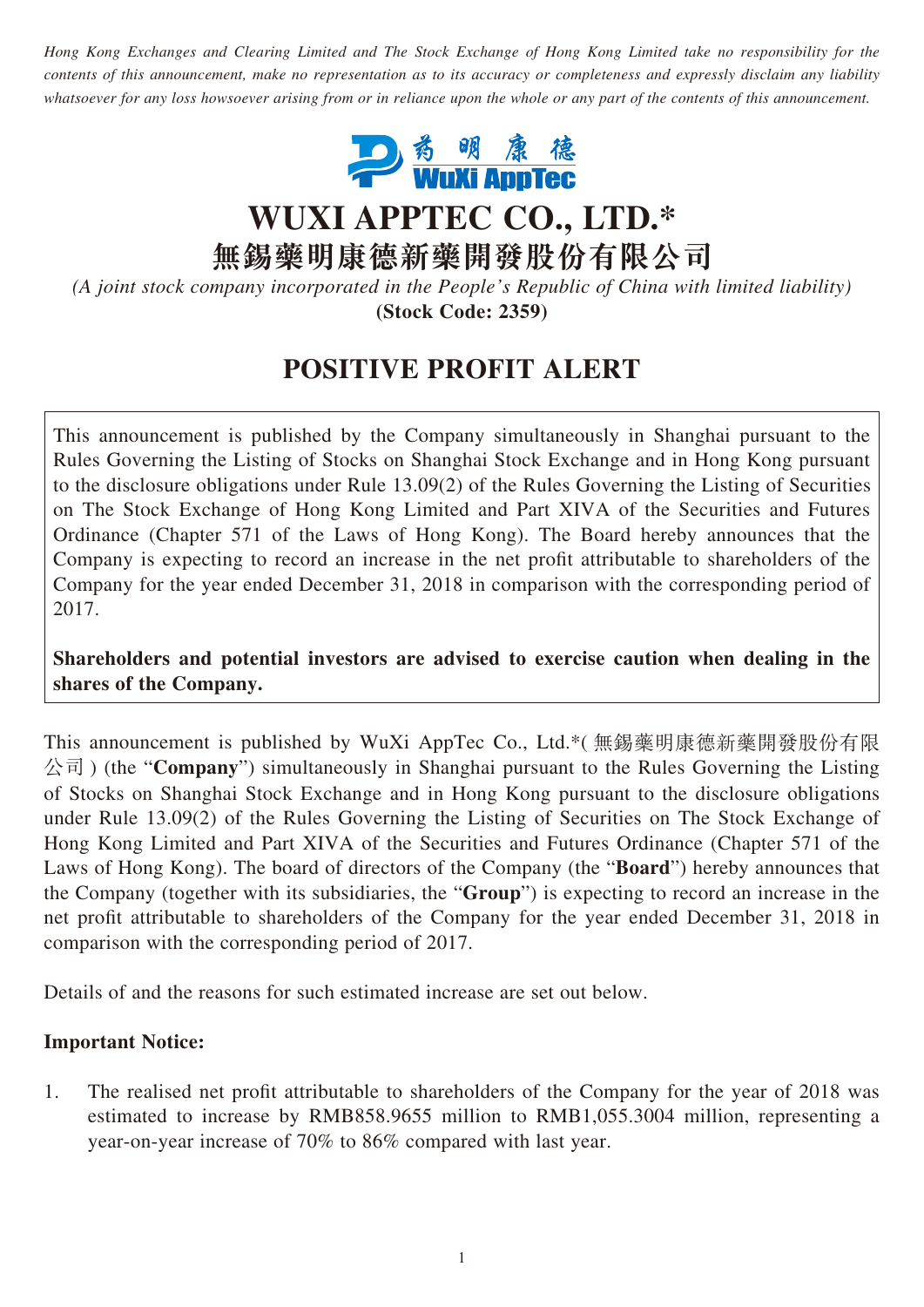*Hong Kong Exchanges and Clearing Limited and The Stock Exchange of Hong Kong Limited take no responsibility for the contents of this announcement, make no representation as to its accuracy or completeness and expressly disclaim any liability whatsoever for any loss howsoever arising from or in reliance upon the whole or any part of the contents of this announcement.*

藥明康德
WuXi AppTec

# WUXI APPTEC CO., LTD.*

# 無錫藥明康德新藥開發股份有限公司

*(A joint stock company incorporated in the People's Republic of China with limited liability)*
**(Stock Code: 2359)**

## POSITIVE PROFIT ALERT

This announcement is published by the Company simultaneously in Shanghai pursuant to the Rules Governing the Listing of Stocks on Shanghai Stock Exchange and in Hong Kong pursuant to the disclosure obligations under Rule 13.09(2) of the Rules Governing the Listing of Securities on The Stock Exchange of Hong Kong Limited and Part XIVA of the Securities and Futures Ordinance (Chapter 571 of the Laws of Hong Kong). The Board hereby announces that the Company is expecting to record an increase in the net profit attributable to shareholders of the Company for the year ended December 31, 2018 in comparison with the corresponding period of 2017.

**Shareholders and potential investors are advised to exercise caution when dealing in the shares of the Company.**

This announcement is published by WuXi AppTec Co., Ltd.*(無錫藥明康德新藥開發股份有限公司) (the "**Company**") simultaneously in Shanghai pursuant to the Rules Governing the Listing of Stocks on Shanghai Stock Exchange and in Hong Kong pursuant to the disclosure obligations under Rule 13.09(2) of the Rules Governing the Listing of Securities on The Stock Exchange of Hong Kong Limited and Part XIVA of the Securities and Futures Ordinance (Chapter 571 of the Laws of Hong Kong). The board of directors of the Company (the "**Board**") hereby announces that the Company (together with its subsidiaries, the "**Group**") is expecting to record an increase in the net profit attributable to shareholders of the Company for the year ended December 31, 2018 in comparison with the corresponding period of 2017.

Details of and the reasons for such estimated increase are set out below.

**Important Notice:**

1. The realised net profit attributable to shareholders of the Company for the year of 2018 was estimated to increase by RMB858.9655 million to RMB1,055.3004 million, representing a year-on-year increase of 70% to 86% compared with last year.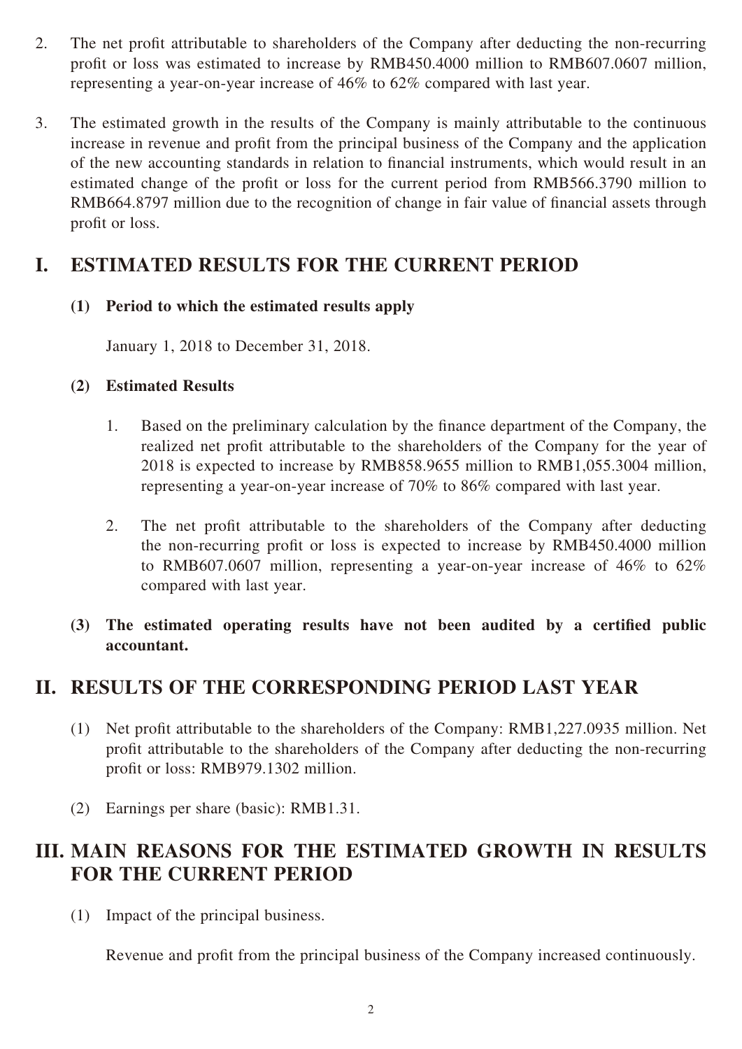2. The net profit attributable to shareholders of the Company after deducting the non-recurring profit or loss was estimated to increase by RMB450.4000 million to RMB607.0607 million, representing a year-on-year increase of 46% to 62% compared with last year.

3. The estimated growth in the results of the Company is mainly attributable to the continuous increase in revenue and profit from the principal business of the Company and the application of the new accounting standards in relation to financial instruments, which would result in an estimated change of the profit or loss for the current period from RMB566.3790 million to RMB664.8797 million due to the recognition of change in fair value of financial assets through profit or loss.

# I. ESTIMATED RESULTS FOR THE CURRENT PERIOD

**(1) Period to which the estimated results apply**

January 1, 2018 to December 31, 2018.

**(2) Estimated Results**

1. Based on the preliminary calculation by the finance department of the Company, the realized net profit attributable to the shareholders of the Company for the year of 2018 is expected to increase by RMB858.9655 million to RMB1,055.3004 million, representing a year-on-year increase of 70% to 86% compared with last year.

2. The net profit attributable to the shareholders of the Company after deducting the non-recurring profit or loss is expected to increase by RMB450.4000 million to RMB607.0607 million, representing a year-on-year increase of 46% to 62% compared with last year.

**(3) The estimated operating results have not been audited by a certified public accountant.**

# II. RESULTS OF THE CORRESPONDING PERIOD LAST YEAR

(1) Net profit attributable to the shareholders of the Company: RMB1,227.0935 million. Net profit attributable to the shareholders of the Company after deducting the non-recurring profit or loss: RMB979.1302 million.

(2) Earnings per share (basic): RMB1.31.

# III. MAIN REASONS FOR THE ESTIMATED GROWTH IN RESULTS FOR THE CURRENT PERIOD

(1) Impact of the principal business.

Revenue and profit from the principal business of the Company increased continuously.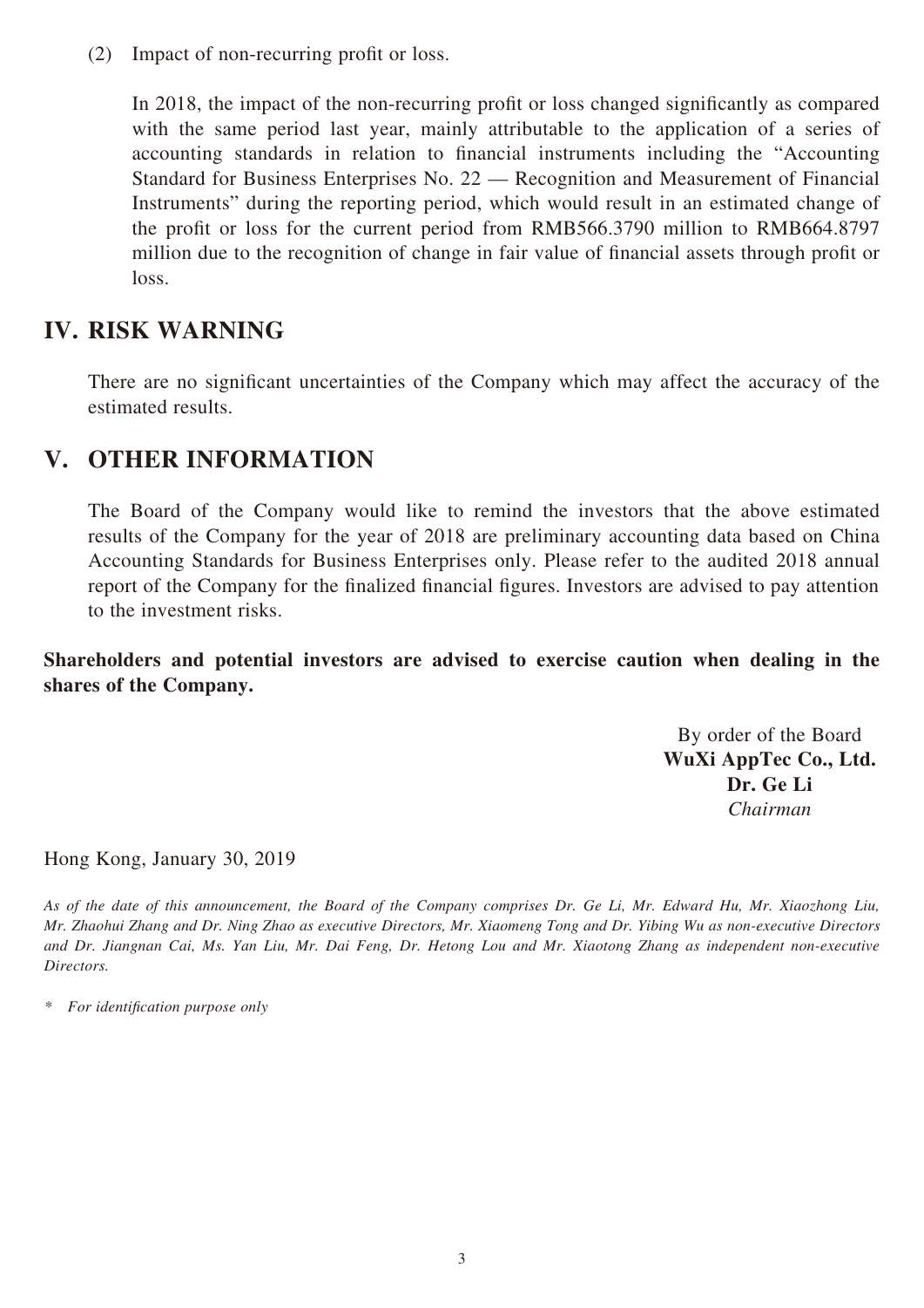(2) Impact of non-recurring profit or loss.

In 2018, the impact of the non-recurring profit or loss changed significantly as compared with the same period last year, mainly attributable to the application of a series of accounting standards in relation to financial instruments including the "Accounting Standard for Business Enterprises No. 22 — Recognition and Measurement of Financial Instruments" during the reporting period, which would result in an estimated change of the profit or loss for the current period from RMB566.3790 million to RMB664.8797 million due to the recognition of change in fair value of financial assets through profit or loss.

## IV. RISK WARNING

There are no significant uncertainties of the Company which may affect the accuracy of the estimated results.

## V. OTHER INFORMATION

The Board of the Company would like to remind the investors that the above estimated results of the Company for the year of 2018 are preliminary accounting data based on China Accounting Standards for Business Enterprises only. Please refer to the audited 2018 annual report of the Company for the finalized financial figures. Investors are advised to pay attention to the investment risks.

**Shareholders and potential investors are advised to exercise caution when dealing in the shares of the Company.**

By order of the Board
**WuXi AppTec Co., Ltd.**
**Dr. Ge Li**
*Chairman*

Hong Kong, January 30, 2019

*As of the date of this announcement, the Board of the Company comprises Dr. Ge Li, Mr. Edward Hu, Mr. Xiaozhong Liu, Mr. Zhaohui Zhang and Dr. Ning Zhao as executive Directors, Mr. Xiaomeng Tong and Dr. Yibing Wu as non-executive Directors and Dr. Jiangnan Cai, Ms. Yan Liu, Mr. Dai Feng, Dr. Hetong Lou and Mr. Xiaotong Zhang as independent non-executive Directors.*

\* *For identification purpose only*